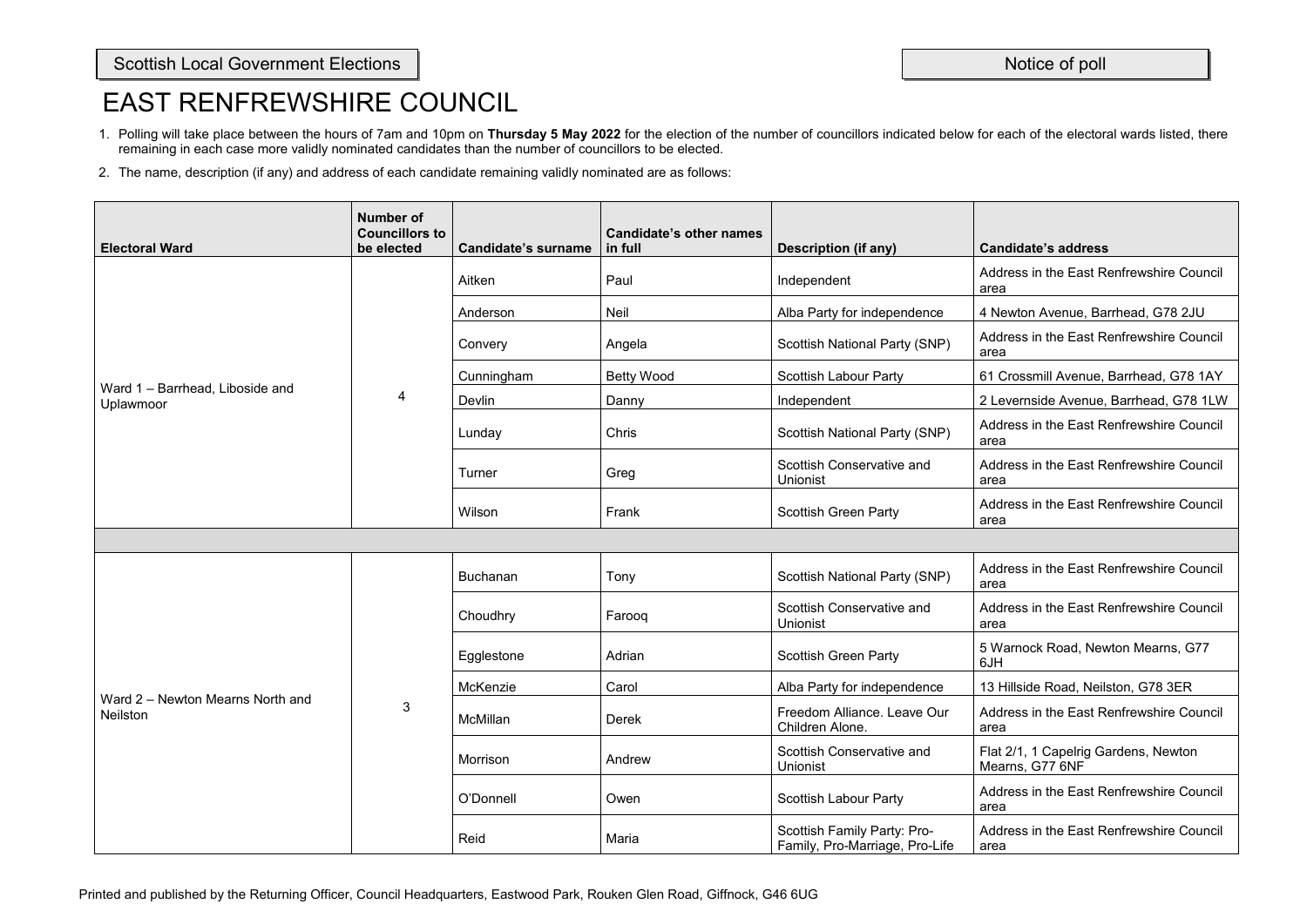Scottish Local Government Elections

Notice of poll

# EAST RENFREWSHIRE COUNCIL

1. Polling will take place between the hours of 7am and 10pm on **Thursday 5 May 2022** for the election of the number of councillors indicated below for each of the electoral wards listed, there remaining in each case more validly nominated candidates than the number of councillors to be elected.
2. The name, description (if any) and address of each candidate remaining validly nominated are as follows:

| Electoral Ward | Number of Councillors to be elected | Candidate's surname | Candidate's other names in full | Description (if any) | Candidate's address |
|---|---|---|---|---|---|
| Ward 1 – Barrhead, Liboside and Uplawmoor | 4 | Aitken | Paul | Independent | Address in the East Renfrewshire Council area |
| | | Anderson | Neil | Alba Party for independence | 4 Newton Avenue, Barrhead, G78 2JU |
| | | Convery | Angela | Scottish National Party (SNP) | Address in the East Renfrewshire Council area |
| | | Cunningham | Betty Wood | Scottish Labour Party | 61 Crossmill Avenue, Barrhead, G78 1AY |
| | | Devlin | Danny | Independent | 2 Levernside Avenue, Barrhead, G78 1LW |
| | | Lunday | Chris | Scottish National Party (SNP) | Address in the East Renfrewshire Council area |
| | | Turner | Greg | Scottish Conservative and Unionist | Address in the East Renfrewshire Council area |
| | | Wilson | Frank | Scottish Green Party | Address in the East Renfrewshire Council area |
| | | | | | |
| Ward 2 – Newton Mearns North and Neilston | 3 | Buchanan | Tony | Scottish National Party (SNP) | Address in the East Renfrewshire Council area |
| | | Choudhry | Farooq | Scottish Conservative and Unionist | Address in the East Renfrewshire Council area |
| | | Egglestone | Adrian | Scottish Green Party | 5 Warnock Road, Newton Mearns, G77 6JH |
| | | McKenzie | Carol | Alba Party for independence | 13 Hillside Road, Neilston, G78 3ER |
| | | McMillan | Derek | Freedom Alliance. Leave Our Children Alone. | Address in the East Renfrewshire Council area |
| | | Morrison | Andrew | Scottish Conservative and Unionist | Flat 2/1, 1 Capelrig Gardens, Newton Mearns, G77 6NF |
| | | O'Donnell | Owen | Scottish Labour Party | Address in the East Renfrewshire Council area |
| | | Reid | Maria | Scottish Family Party: Pro-Family, Pro-Marriage, Pro-Life | Address in the East Renfrewshire Council area |

Printed and published by the Returning Officer, Council Headquarters, Eastwood Park, Rouken Glen Road, Giffnock, G46 6UG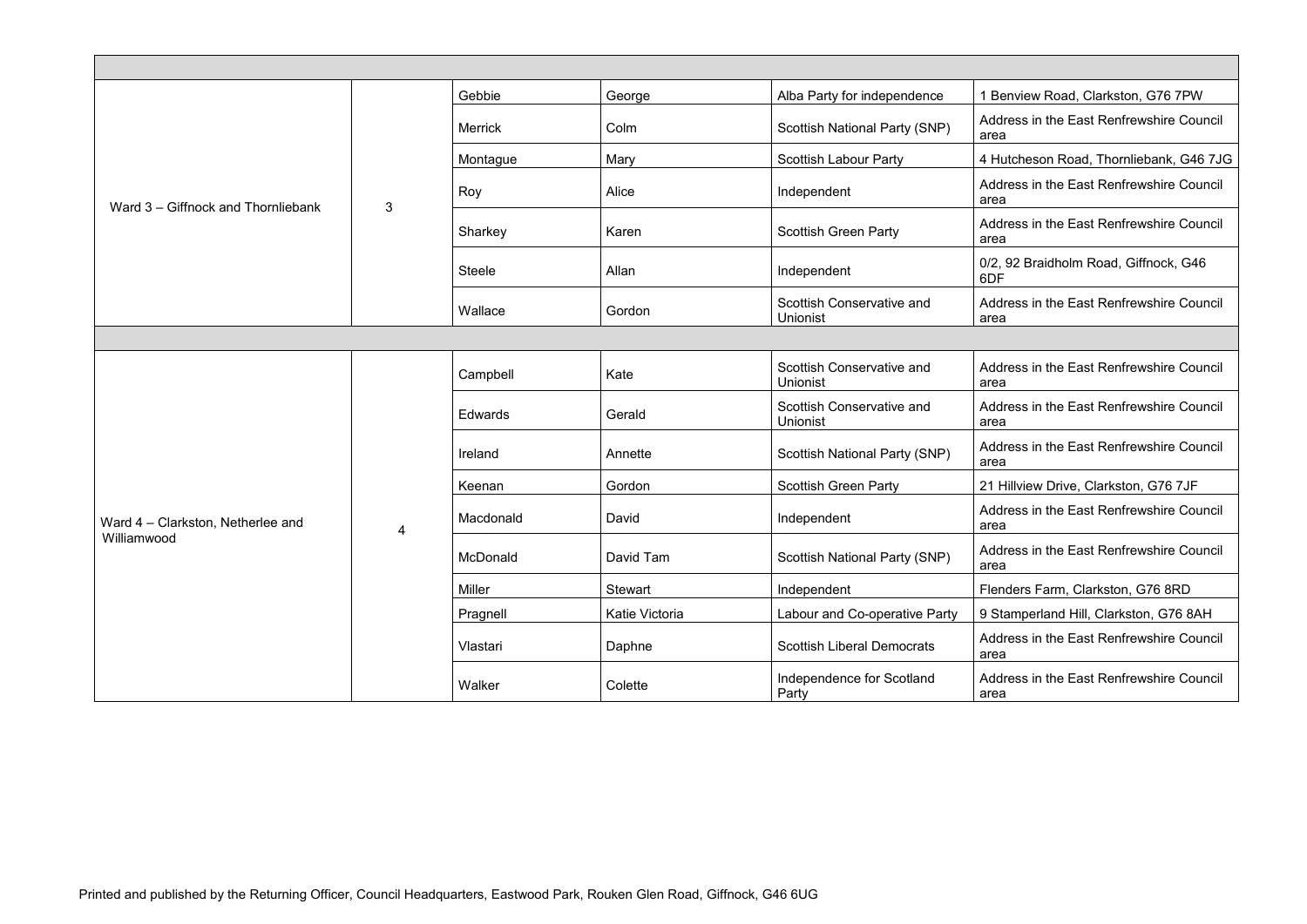| | | | | | |
|---|---|---|---|---|---|
| Ward 3 – Giffnock and Thornliebank | 3 | Gebbie | George | Alba Party for independence | 1 Benview Road, Clarkston, G76 7PW |
| | | Merrick | Colm | Scottish National Party (SNP) | Address in the East Renfrewshire Council area |
| | | Montague | Mary | Scottish Labour Party | 4 Hutcheson Road, Thornliebank, G46 7JG |
| | | Roy | Alice | Independent | Address in the East Renfrewshire Council area |
| | | Sharkey | Karen | Scottish Green Party | Address in the East Renfrewshire Council area |
| | | Steele | Allan | Independent | 0/2, 92 Braidholm Road, Giffnock, G46 6DF |
| | | Wallace | Gordon | Scottish Conservative and Unionist | Address in the East Renfrewshire Council area |
| | | | | | |
| Ward 4 – Clarkston, Netherlee and Williamwood | 4 | Campbell | Kate | Scottish Conservative and Unionist | Address in the East Renfrewshire Council area |
| | | Edwards | Gerald | Scottish Conservative and Unionist | Address in the East Renfrewshire Council area |
| | | Ireland | Annette | Scottish National Party (SNP) | Address in the East Renfrewshire Council area |
| | | Keenan | Gordon | Scottish Green Party | 21 Hillview Drive, Clarkston, G76 7JF |
| | | Macdonald | David | Independent | Address in the East Renfrewshire Council area |
| | | McDonald | David Tam | Scottish National Party (SNP) | Address in the East Renfrewshire Council area |
| | | Miller | Stewart | Independent | Flenders Farm, Clarkston, G76 8RD |
| | | Pragnell | Katie Victoria | Labour and Co-operative Party | 9 Stamperland Hill, Clarkston, G76 8AH |
| | | Vlastari | Daphne | Scottish Liberal Democrats | Address in the East Renfrewshire Council area |
| | | Walker | Colette | Independence for Scotland Party | Address in the East Renfrewshire Council area |

Printed and published by the Returning Officer, Council Headquarters, Eastwood Park, Rouken Glen Road, Giffnock, G46 6UG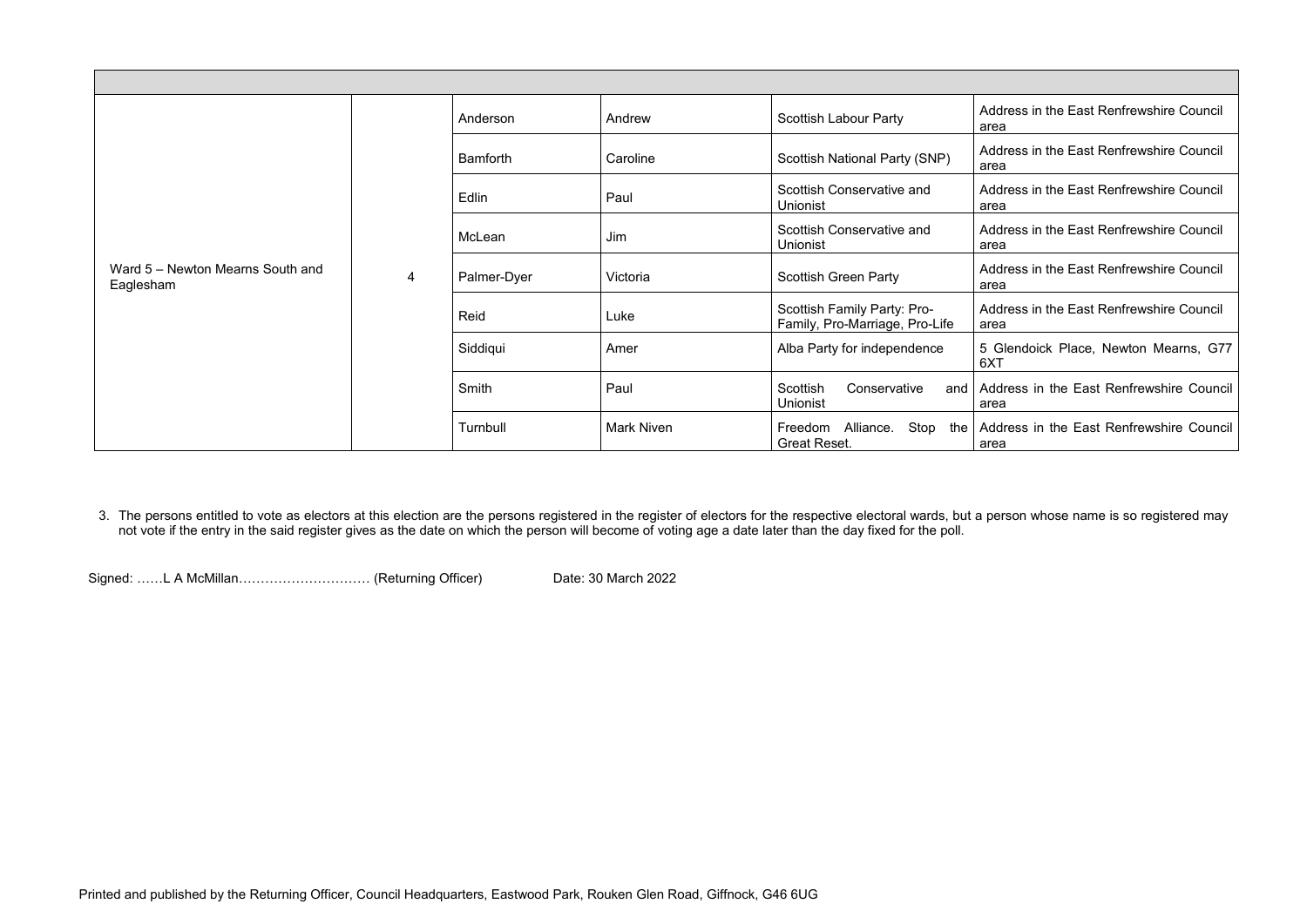| | | | | | |
|---|---|---|---|---|---|
| Ward 5 – Newton Mearns South and Eaglesham | 4 | Anderson | Andrew | Scottish Labour Party | Address in the East Renfrewshire Council area |
| | | Bamforth | Caroline | Scottish National Party (SNP) | Address in the East Renfrewshire Council area |
| | | Edlin | Paul | Scottish Conservative and Unionist | Address in the East Renfrewshire Council area |
| | | McLean | Jim | Scottish Conservative and Unionist | Address in the East Renfrewshire Council area |
| | | Palmer-Dyer | Victoria | Scottish Green Party | Address in the East Renfrewshire Council area |
| | | Reid | Luke | Scottish Family Party: Pro-Family, Pro-Marriage, Pro-Life | Address in the East Renfrewshire Council area |
| | | Siddiqui | Amer | Alba Party for independence | 5 Glendoick Place, Newton Mearns, G77 6XT |
| | | Smith | Paul | Scottish Conservative and Unionist | Address in the East Renfrewshire Council area |
| | | Turnbull | Mark Niven | Freedom Alliance. Stop the Great Reset. | Address in the East Renfrewshire Council area |

3. The persons entitled to vote as electors at this election are the persons registered in the register of electors for the respective electoral wards, but a person whose name is so registered may not vote if the entry in the said register gives as the date on which the person will become of voting age a date later than the day fixed for the poll.

Signed: ……L A McMillan………………………… (Returning Officer) Date: 30 March 2022

Printed and published by the Returning Officer, Council Headquarters, Eastwood Park, Rouken Glen Road, Giffnock, G46 6UG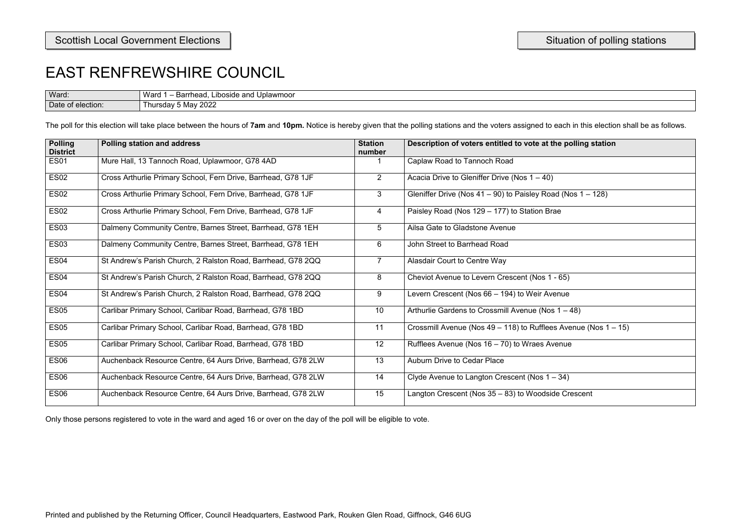Scottish Local Government Elections

Situation of polling stations

# EAST RENFREWSHIRE COUNCIL

| Ward: | Ward 1 – Barrhead, Liboside and Uplawmoor |
| --- | --- |
| Date of election: | Thursday 5 May 2022 |

The poll for this election will take place between the hours of **7am** and **10pm.** Notice is hereby given that the polling stations and the voters assigned to each in this election shall be as follows.

| Polling District | Polling station and address | Station number | Description of voters entitled to vote at the polling station |
| --- | --- | --- | --- |
| ES01 | Mure Hall, 13 Tannoch Road, Uplawmoor, G78 4AD | 1 | Caplaw Road to Tannoch Road |
| ES02 | Cross Arthurlie Primary School, Fern Drive, Barrhead, G78 1JF | 2 | Acacia Drive to Gleniffer Drive (Nos 1 – 40) |
| ES02 | Cross Arthurlie Primary School, Fern Drive, Barrhead, G78 1JF | 3 | Gleniffer Drive (Nos 41 – 90) to Paisley Road (Nos 1 – 128) |
| ES02 | Cross Arthurlie Primary School, Fern Drive, Barrhead, G78 1JF | 4 | Paisley Road (Nos 129 – 177) to Station Brae |
| ES03 | Dalmeny Community Centre, Barnes Street, Barrhead, G78 1EH | 5 | Ailsa Gate to Gladstone Avenue |
| ES03 | Dalmeny Community Centre, Barnes Street, Barrhead, G78 1EH | 6 | John Street to Barrhead Road |
| ES04 | St Andrew's Parish Church, 2 Ralston Road, Barrhead, G78 2QQ | 7 | Alasdair Court to Centre Way |
| ES04 | St Andrew's Parish Church, 2 Ralston Road, Barrhead, G78 2QQ | 8 | Cheviot Avenue to Levern Crescent (Nos 1 - 65) |
| ES04 | St Andrew's Parish Church, 2 Ralston Road, Barrhead, G78 2QQ | 9 | Levern Crescent (Nos 66 – 194) to Weir Avenue |
| ES05 | Carlibar Primary School, Carlibar Road, Barrhead, G78 1BD | 10 | Arthurlie Gardens to Crossmill Avenue (Nos 1 – 48) |
| ES05 | Carlibar Primary School, Carlibar Road, Barrhead, G78 1BD | 11 | Crossmill Avenue (Nos 49 – 118) to Rufflees Avenue (Nos 1 – 15) |
| ES05 | Carlibar Primary School, Carlibar Road, Barrhead, G78 1BD | 12 | Rufflees Avenue (Nos 16 – 70) to Wraes Avenue |
| ES06 | Auchenback Resource Centre, 64 Aurs Drive, Barrhead, G78 2LW | 13 | Auburn Drive to Cedar Place |
| ES06 | Auchenback Resource Centre, 64 Aurs Drive, Barrhead, G78 2LW | 14 | Clyde Avenue to Langton Crescent (Nos 1 – 34) |
| ES06 | Auchenback Resource Centre, 64 Aurs Drive, Barrhead, G78 2LW | 15 | Langton Crescent (Nos 35 – 83) to Woodside Crescent |

Only those persons registered to vote in the ward and aged 16 or over on the day of the poll will be eligible to vote.

Printed and published by the Returning Officer, Council Headquarters, Eastwood Park, Rouken Glen Road, Giffnock, G46 6UG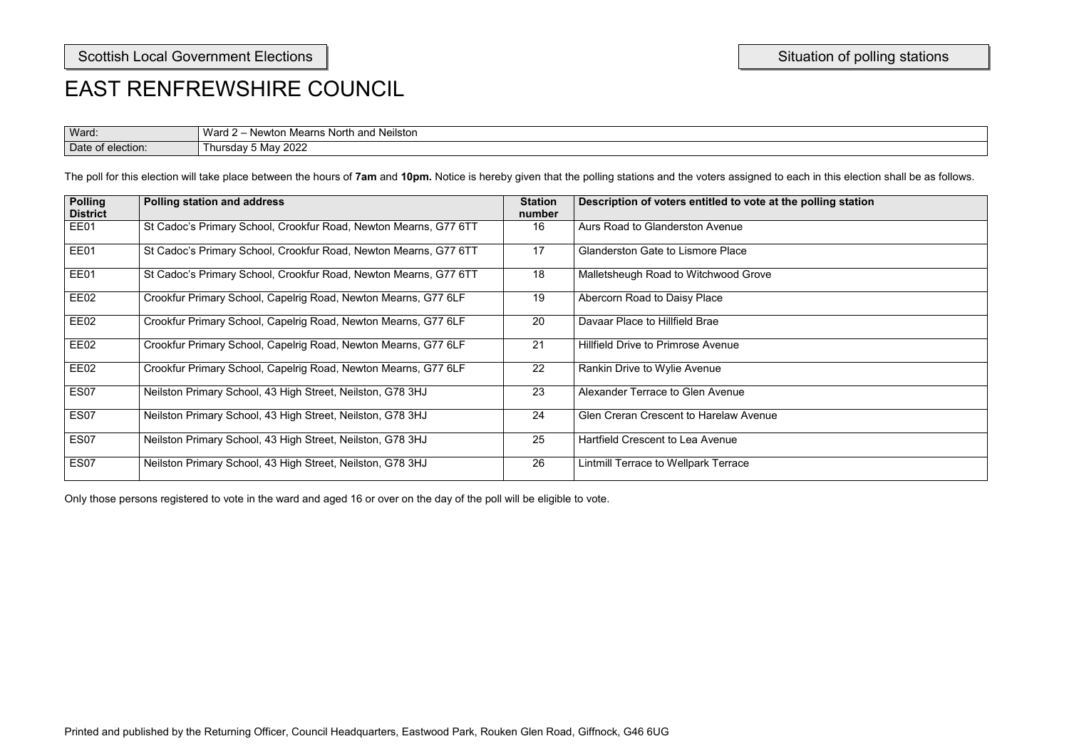Scottish Local Government Elections

Situation of polling stations

# EAST RENFREWSHIRE COUNCIL

| Ward: | Ward 2 – Newton Mearns North and Neilston |
|---|---|
| Date of election: | Thursday 5 May 2022 |

The poll for this election will take place between the hours of **7am** and **10pm.** Notice is hereby given that the polling stations and the voters assigned to each in this election shall be as follows.

| Polling District | Polling station and address | Station number | Description of voters entitled to vote at the polling station |
|---|---|---|---|
| EE01 | St Cadoc's Primary School, Crookfur Road, Newton Mearns, G77 6TT | 16 | Aurs Road to Glanderston Avenue |
| EE01 | St Cadoc's Primary School, Crookfur Road, Newton Mearns, G77 6TT | 17 | Glanderston Gate to Lismore Place |
| EE01 | St Cadoc's Primary School, Crookfur Road, Newton Mearns, G77 6TT | 18 | Malletsheugh Road to Witchwood Grove |
| EE02 | Crookfur Primary School, Capelrig Road, Newton Mearns, G77 6LF | 19 | Abercorn Road to Daisy Place |
| EE02 | Crookfur Primary School, Capelrig Road, Newton Mearns, G77 6LF | 20 | Davaar Place to Hillfield Brae |
| EE02 | Crookfur Primary School, Capelrig Road, Newton Mearns, G77 6LF | 21 | Hillfield Drive to Primrose Avenue |
| EE02 | Crookfur Primary School, Capelrig Road, Newton Mearns, G77 6LF | 22 | Rankin Drive to Wylie Avenue |
| ES07 | Neilston Primary School, 43 High Street, Neilston, G78 3HJ | 23 | Alexander Terrace to Glen Avenue |
| ES07 | Neilston Primary School, 43 High Street, Neilston, G78 3HJ | 24 | Glen Creran Crescent to Harelaw Avenue |
| ES07 | Neilston Primary School, 43 High Street, Neilston, G78 3HJ | 25 | Hartfield Crescent to Lea Avenue |
| ES07 | Neilston Primary School, 43 High Street, Neilston, G78 3HJ | 26 | Lintmill Terrace to Wellpark Terrace |

Only those persons registered to vote in the ward and aged 16 or over on the day of the poll will be eligible to vote.

Printed and published by the Returning Officer, Council Headquarters, Eastwood Park, Rouken Glen Road, Giffnock, G46 6UG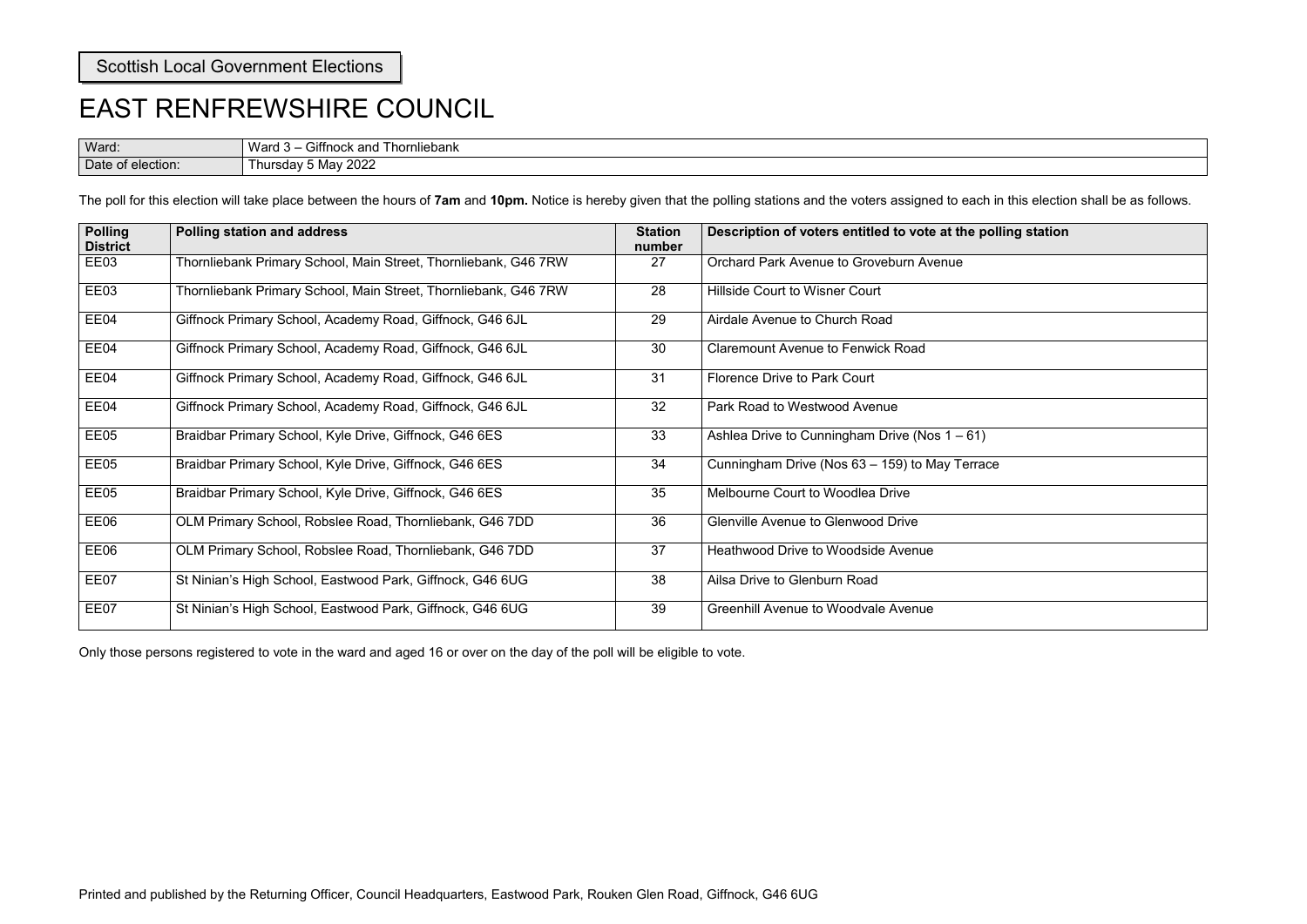Scottish Local Government Elections

# EAST RENFREWSHIRE COUNCIL

| Ward: | Ward 3 – Giffnock and Thornliebank |
|---|---|
| Date of election: | Thursday 5 May 2022 |

The poll for this election will take place between the hours of **7am** and **10pm.** Notice is hereby given that the polling stations and the voters assigned to each in this election shall be as follows.

| Polling District | Polling station and address | Station number | Description of voters entitled to vote at the polling station |
|---|---|---|---|
| EE03 | Thornliebank Primary School, Main Street, Thornliebank, G46 7RW | 27 | Orchard Park Avenue to Groveburn Avenue |
| EE03 | Thornliebank Primary School, Main Street, Thornliebank, G46 7RW | 28 | Hillside Court to Wisner Court |
| EE04 | Giffnock Primary School, Academy Road, Giffnock, G46 6JL | 29 | Airdale Avenue to Church Road |
| EE04 | Giffnock Primary School, Academy Road, Giffnock, G46 6JL | 30 | Claremount Avenue to Fenwick Road |
| EE04 | Giffnock Primary School, Academy Road, Giffnock, G46 6JL | 31 | Florence Drive to Park Court |
| EE04 | Giffnock Primary School, Academy Road, Giffnock, G46 6JL | 32 | Park Road to Westwood Avenue |
| EE05 | Braidbar Primary School, Kyle Drive, Giffnock, G46 6ES | 33 | Ashlea Drive to Cunningham Drive (Nos 1 – 61) |
| EE05 | Braidbar Primary School, Kyle Drive, Giffnock, G46 6ES | 34 | Cunningham Drive (Nos 63 – 159) to May Terrace |
| EE05 | Braidbar Primary School, Kyle Drive, Giffnock, G46 6ES | 35 | Melbourne Court to Woodlea Drive |
| EE06 | OLM Primary School, Robslee Road, Thornliebank, G46 7DD | 36 | Glenville Avenue to Glenwood Drive |
| EE06 | OLM Primary School, Robslee Road, Thornliebank, G46 7DD | 37 | Heathwood Drive to Woodside Avenue |
| EE07 | St Ninian's High School, Eastwood Park, Giffnock, G46 6UG | 38 | Ailsa Drive to Glenburn Road |
| EE07 | St Ninian's High School, Eastwood Park, Giffnock, G46 6UG | 39 | Greenhill Avenue to Woodvale Avenue |

Only those persons registered to vote in the ward and aged 16 or over on the day of the poll will be eligible to vote.

Printed and published by the Returning Officer, Council Headquarters, Eastwood Park, Rouken Glen Road, Giffnock, G46 6UG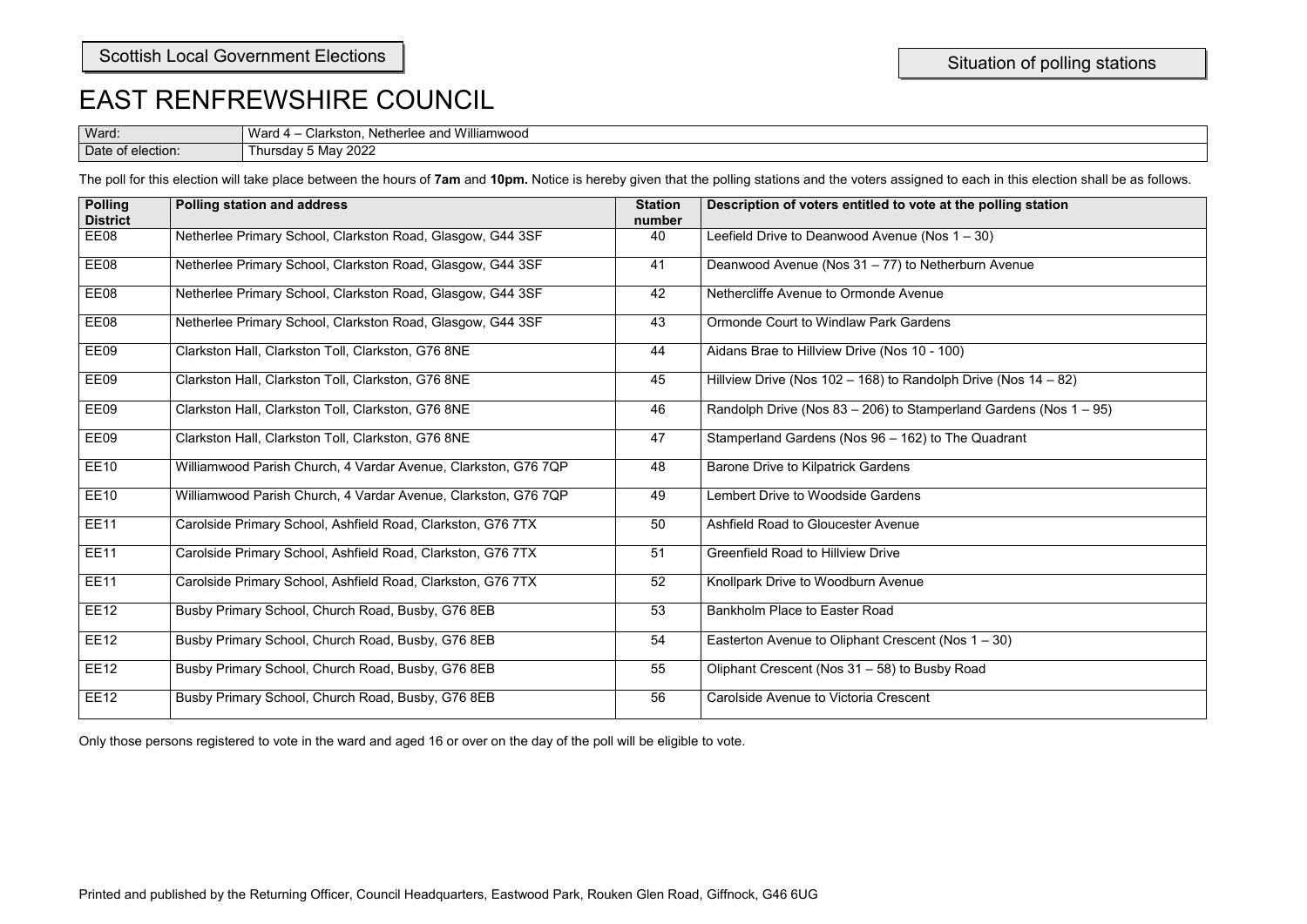Scottish Local Government Elections

Situation of polling stations

# EAST RENFREWSHIRE COUNCIL

| Ward: | Ward 4 – Clarkston, Netherlee and Williamwood |
|---|---|
| Date of election: | Thursday 5 May 2022 |

The poll for this election will take place between the hours of **7am** and **10pm.** Notice is hereby given that the polling stations and the voters assigned to each in this election shall be as follows.

| Polling District | Polling station and address | Station number | Description of voters entitled to vote at the polling station |
|---|---|---|---|
| EE08 | Netherlee Primary School, Clarkston Road, Glasgow, G44 3SF | 40 | Leefield Drive to Deanwood Avenue (Nos 1 – 30) |
| EE08 | Netherlee Primary School, Clarkston Road, Glasgow, G44 3SF | 41 | Deanwood Avenue (Nos 31 – 77) to Netherburn Avenue |
| EE08 | Netherlee Primary School, Clarkston Road, Glasgow, G44 3SF | 42 | Nethercliffe Avenue to Ormonde Avenue |
| EE08 | Netherlee Primary School, Clarkston Road, Glasgow, G44 3SF | 43 | Ormonde Court to Windlaw Park Gardens |
| EE09 | Clarkston Hall, Clarkston Toll, Clarkston, G76 8NE | 44 | Aidans Brae to Hillview Drive (Nos 10 - 100) |
| EE09 | Clarkston Hall, Clarkston Toll, Clarkston, G76 8NE | 45 | Hillview Drive (Nos 102 – 168) to Randolph Drive (Nos 14 – 82) |
| EE09 | Clarkston Hall, Clarkston Toll, Clarkston, G76 8NE | 46 | Randolph Drive (Nos 83 – 206) to Stamperland Gardens (Nos 1 – 95) |
| EE09 | Clarkston Hall, Clarkston Toll, Clarkston, G76 8NE | 47 | Stamperland Gardens (Nos 96 – 162) to The Quadrant |
| EE10 | Williamwood Parish Church, 4 Vardar Avenue, Clarkston, G76 7QP | 48 | Barone Drive to Kilpatrick Gardens |
| EE10 | Williamwood Parish Church, 4 Vardar Avenue, Clarkston, G76 7QP | 49 | Lembert Drive to Woodside Gardens |
| EE11 | Carolside Primary School, Ashfield Road, Clarkston, G76 7TX | 50 | Ashfield Road to Gloucester Avenue |
| EE11 | Carolside Primary School, Ashfield Road, Clarkston, G76 7TX | 51 | Greenfield Road to Hillview Drive |
| EE11 | Carolside Primary School, Ashfield Road, Clarkston, G76 7TX | 52 | Knollpark Drive to Woodburn Avenue |
| EE12 | Busby Primary School, Church Road, Busby, G76 8EB | 53 | Bankholm Place to Easter Road |
| EE12 | Busby Primary School, Church Road, Busby, G76 8EB | 54 | Easterton Avenue to Oliphant Crescent (Nos 1 – 30) |
| EE12 | Busby Primary School, Church Road, Busby, G76 8EB | 55 | Oliphant Crescent (Nos 31 – 58) to Busby Road |
| EE12 | Busby Primary School, Church Road, Busby, G76 8EB | 56 | Carolside Avenue to Victoria Crescent |

Only those persons registered to vote in the ward and aged 16 or over on the day of the poll will be eligible to vote.

Printed and published by the Returning Officer, Council Headquarters, Eastwood Park, Rouken Glen Road, Giffnock, G46 6UG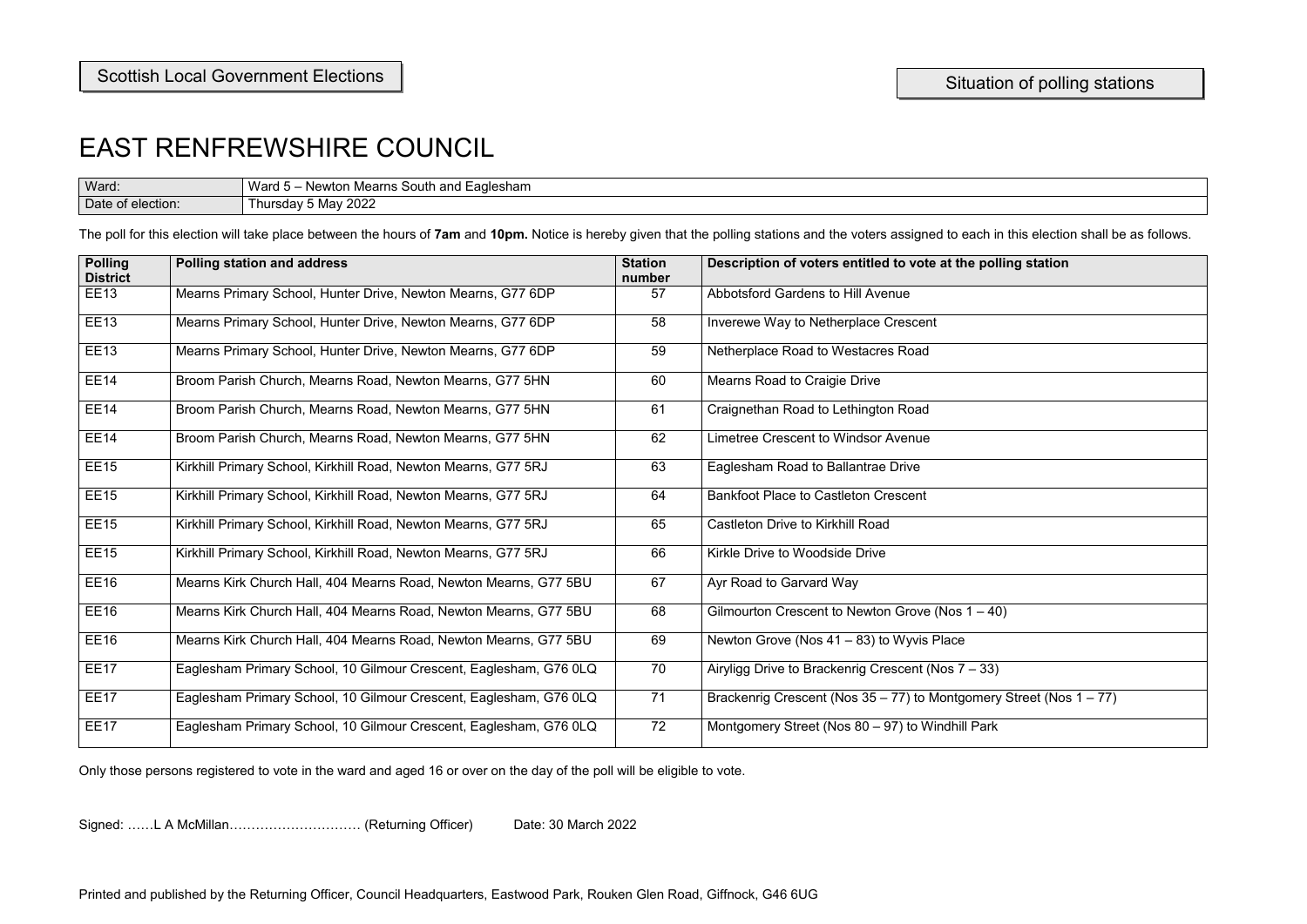Scottish Local Government Elections

Situation of polling stations

# EAST RENFREWSHIRE COUNCIL

| | |
|---|---|
| Ward: | Ward 5 – Newton Mearns South and Eaglesham |
| Date of election: | Thursday 5 May 2022 |

The poll for this election will take place between the hours of **7am** and **10pm.** Notice is hereby given that the polling stations and the voters assigned to each in this election shall be as follows.

| Polling District | Polling station and address | Station number | Description of voters entitled to vote at the polling station |
|---|---|---|---|
| EE13 | Mearns Primary School, Hunter Drive, Newton Mearns, G77 6DP | 57 | Abbotsford Gardens to Hill Avenue |
| EE13 | Mearns Primary School, Hunter Drive, Newton Mearns, G77 6DP | 58 | Inverewe Way to Netherplace Crescent |
| EE13 | Mearns Primary School, Hunter Drive, Newton Mearns, G77 6DP | 59 | Netherplace Road to Westacres Road |
| EE14 | Broom Parish Church, Mearns Road, Newton Mearns, G77 5HN | 60 | Mearns Road to Craigie Drive |
| EE14 | Broom Parish Church, Mearns Road, Newton Mearns, G77 5HN | 61 | Craignethan Road to Lethington Road |
| EE14 | Broom Parish Church, Mearns Road, Newton Mearns, G77 5HN | 62 | Limetree Crescent to Windsor Avenue |
| EE15 | Kirkhill Primary School, Kirkhill Road, Newton Mearns, G77 5RJ | 63 | Eaglesham Road to Ballantrae Drive |
| EE15 | Kirkhill Primary School, Kirkhill Road, Newton Mearns, G77 5RJ | 64 | Bankfoot Place to Castleton Crescent |
| EE15 | Kirkhill Primary School, Kirkhill Road, Newton Mearns, G77 5RJ | 65 | Castleton Drive to Kirkhill Road |
| EE15 | Kirkhill Primary School, Kirkhill Road, Newton Mearns, G77 5RJ | 66 | Kirkle Drive to Woodside Drive |
| EE16 | Mearns Kirk Church Hall, 404 Mearns Road, Newton Mearns, G77 5BU | 67 | Ayr Road to Garvard Way |
| EE16 | Mearns Kirk Church Hall, 404 Mearns Road, Newton Mearns, G77 5BU | 68 | Gilmourton Crescent to Newton Grove (Nos 1 – 40) |
| EE16 | Mearns Kirk Church Hall, 404 Mearns Road, Newton Mearns, G77 5BU | 69 | Newton Grove (Nos 41 – 83) to Wyvis Place |
| EE17 | Eaglesham Primary School, 10 Gilmour Crescent, Eaglesham, G76 0LQ | 70 | Airyligg Drive to Brackenrig Crescent (Nos 7 – 33) |
| EE17 | Eaglesham Primary School, 10 Gilmour Crescent, Eaglesham, G76 0LQ | 71 | Brackenrig Crescent (Nos 35 – 77) to Montgomery Street (Nos 1 – 77) |
| EE17 | Eaglesham Primary School, 10 Gilmour Crescent, Eaglesham, G76 0LQ | 72 | Montgomery Street (Nos 80 – 97) to Windhill Park |

Only those persons registered to vote in the ward and aged 16 or over on the day of the poll will be eligible to vote.

Signed: ……L A McMillan………………………… (Returning Officer) Date: 30 March 2022

Printed and published by the Returning Officer, Council Headquarters, Eastwood Park, Rouken Glen Road, Giffnock, G46 6UG